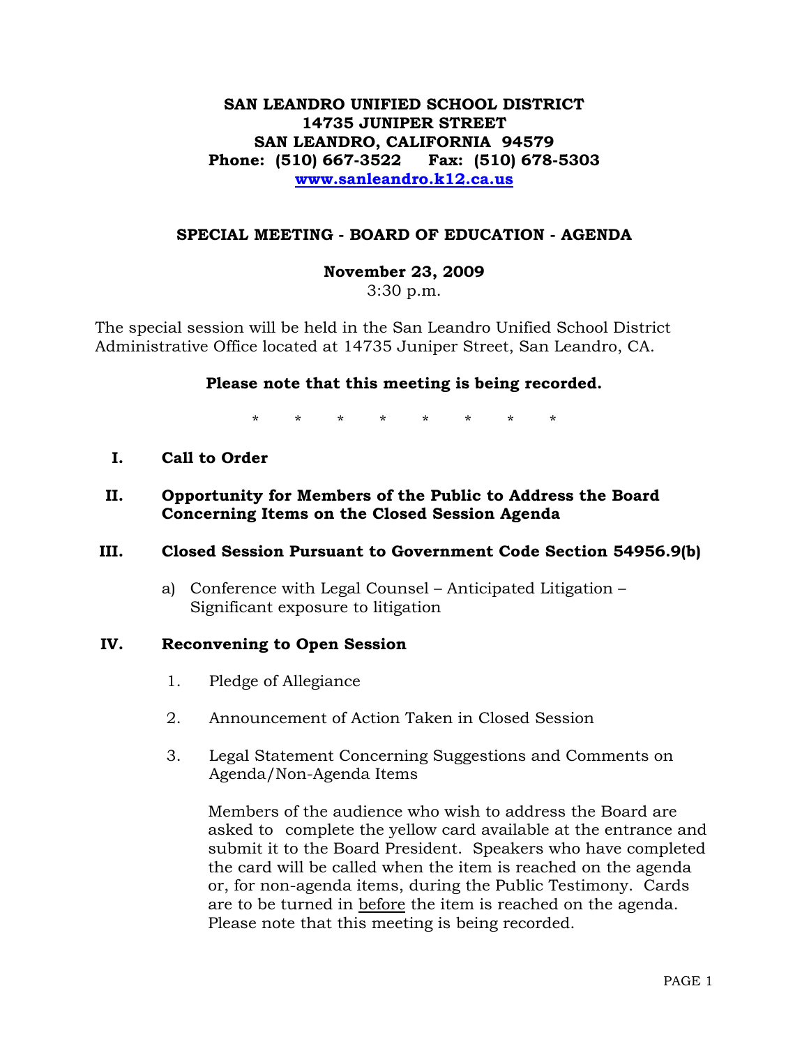**SAN LEANDRO UNIFIED SCHOOL DISTRICT**
**14735 JUNIPER STREET**
**SAN LEANDRO, CALIFORNIA 94579**
**Phone: (510) 667-3522 Fax: (510) 678-5303**
**www.sanleandro.k12.ca.us**

## SPECIAL MEETING - BOARD OF EDUCATION - AGENDA

**November 23, 2009**
3:30 p.m.

The special session will be held in the San Leandro Unified School District Administrative Office located at 14735 Juniper Street, San Leandro, CA.

**Please note that this meeting is being recorded.**

\* \* \* \* \* \* \* \*

**I. Call to Order**

**II. Opportunity for Members of the Public to Address the Board Concerning Items on the Closed Session Agenda**

**III. Closed Session Pursuant to Government Code Section 54956.9(b)**

a) Conference with Legal Counsel – Anticipated Litigation – Significant exposure to litigation

**IV. Reconvening to Open Session**

1. Pledge of Allegiance

2. Announcement of Action Taken in Closed Session

3. Legal Statement Concerning Suggestions and Comments on Agenda/Non-Agenda Items

   Members of the audience who wish to address the Board are asked to complete the yellow card available at the entrance and submit it to the Board President. Speakers who have completed the card will be called when the item is reached on the agenda or, for non-agenda items, during the Public Testimony. Cards are to be turned in <u>before</u> the item is reached on the agenda. Please note that this meeting is being recorded.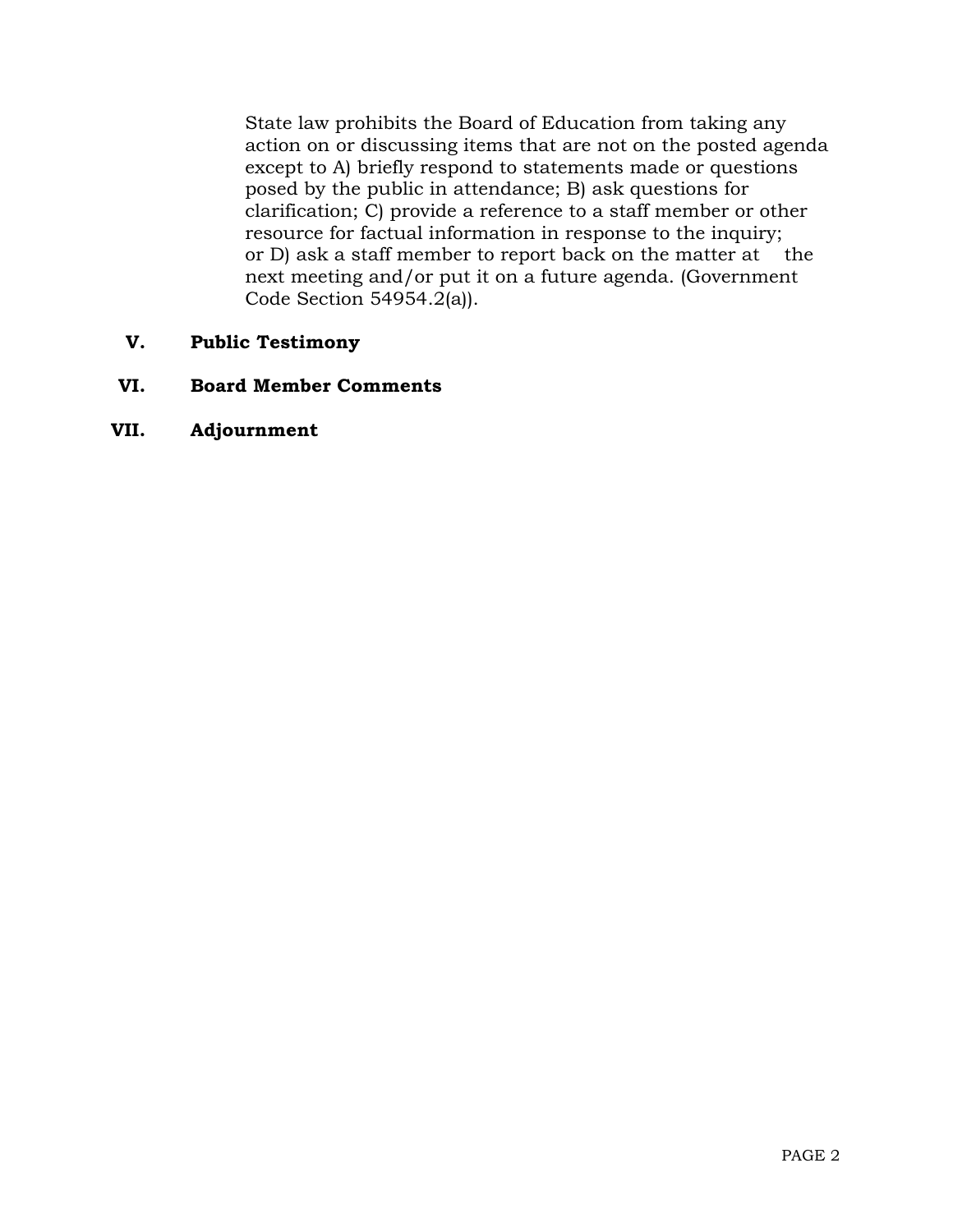State law prohibits the Board of Education from taking any action on or discussing items that are not on the posted agenda except to A) briefly respond to statements made or questions posed by the public in attendance; B) ask questions for clarification; C) provide a reference to a staff member or other resource for factual information in response to the inquiry; or D) ask a staff member to report back on the matter at the next meeting and/or put it on a future agenda. (Government Code Section 54954.2(a)).

**V. Public Testimony**

**VI. Board Member Comments**

**VII. Adjournment**